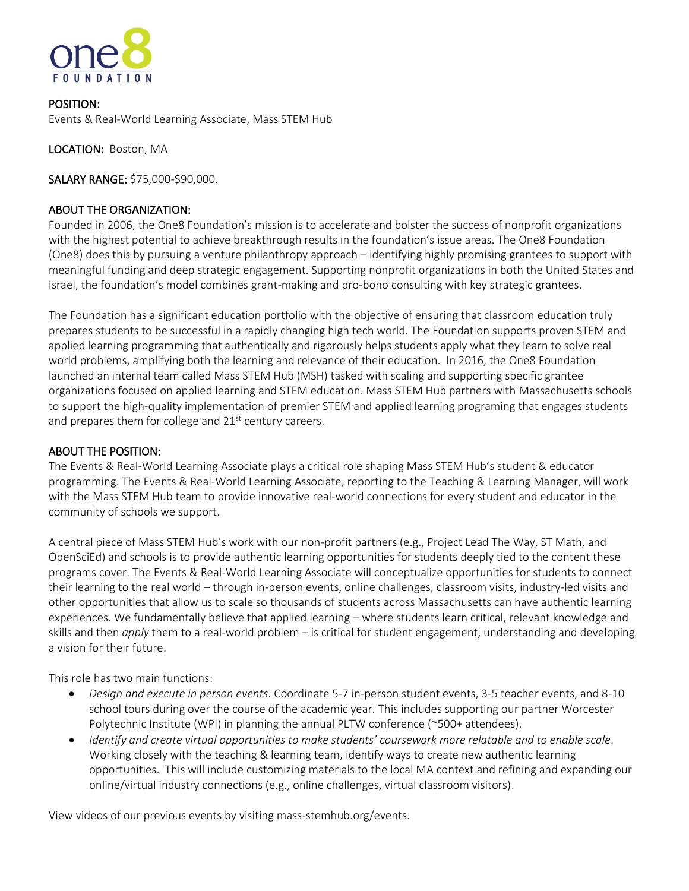one8 FOUNDATION

**POSITION:**
Events & Real-World Learning Associate, Mass STEM Hub

**LOCATION:** Boston, MA

**SALARY RANGE:** $75,000-$90,000.

## ABOUT THE ORGANIZATION:

Founded in 2006, the One8 Foundation's mission is to accelerate and bolster the success of nonprofit organizations with the highest potential to achieve breakthrough results in the foundation's issue areas. The One8 Foundation (One8) does this by pursuing a venture philanthropy approach – identifying highly promising grantees to support with meaningful funding and deep strategic engagement. Supporting nonprofit organizations in both the United States and Israel, the foundation's model combines grant-making and pro-bono consulting with key strategic grantees.

The Foundation has a significant education portfolio with the objective of ensuring that classroom education truly prepares students to be successful in a rapidly changing high tech world. The Foundation supports proven STEM and applied learning programming that authentically and rigorously helps students apply what they learn to solve real world problems, amplifying both the learning and relevance of their education. In 2016, the One8 Foundation launched an internal team called Mass STEM Hub (MSH) tasked with scaling and supporting specific grantee organizations focused on applied learning and STEM education. Mass STEM Hub partners with Massachusetts schools to support the high-quality implementation of premier STEM and applied learning programing that engages students and prepares them for college and 21st century careers.

## ABOUT THE POSITION:

The Events & Real-World Learning Associate plays a critical role shaping Mass STEM Hub's student & educator programming. The Events & Real-World Learning Associate, reporting to the Teaching & Learning Manager, will work with the Mass STEM Hub team to provide innovative real-world connections for every student and educator in the community of schools we support.

A central piece of Mass STEM Hub's work with our non-profit partners (e.g., Project Lead The Way, ST Math, and OpenSciEd) and schools is to provide authentic learning opportunities for students deeply tied to the content these programs cover. The Events & Real-World Learning Associate will conceptualize opportunities for students to connect their learning to the real world – through in-person events, online challenges, classroom visits, industry-led visits and other opportunities that allow us to scale so thousands of students across Massachusetts can have authentic learning experiences. We fundamentally believe that applied learning – where students learn critical, relevant knowledge and skills and then *apply* them to a real-world problem – is critical for student engagement, understanding and developing a vision for their future.

This role has two main functions:

- *Design and execute in person events*. Coordinate 5-7 in-person student events, 3-5 teacher events, and 8-10 school tours during over the course of the academic year. This includes supporting our partner Worcester Polytechnic Institute (WPI) in planning the annual PLTW conference (~500+ attendees).
- *Identify and create virtual opportunities to make students' coursework more relatable and to enable scale*. Working closely with the teaching & learning team, identify ways to create new authentic learning opportunities. This will include customizing materials to the local MA context and refining and expanding our online/virtual industry connections (e.g., online challenges, virtual classroom visitors).

View videos of our previous events by visiting mass-stemhub.org/events.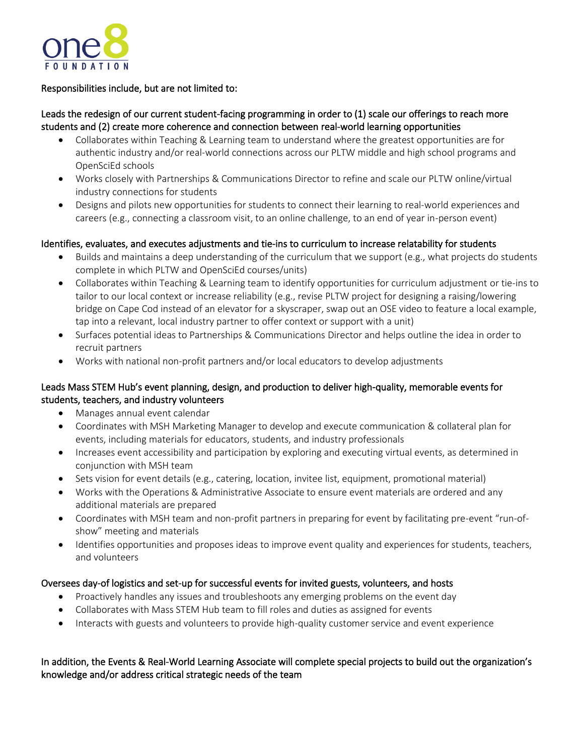Responsibilities include, but are not limited to:

Leads the redesign of our current student-facing programming in order to (1) scale our offerings to reach more students and (2) create more coherence and connection between real-world learning opportunities

- Collaborates within Teaching & Learning team to understand where the greatest opportunities are for authentic industry and/or real-world connections across our PLTW middle and high school programs and OpenSciEd schools
- Works closely with Partnerships & Communications Director to refine and scale our PLTW online/virtual industry connections for students
- Designs and pilots new opportunities for students to connect their learning to real-world experiences and careers (e.g., connecting a classroom visit, to an online challenge, to an end of year in-person event)

Identifies, evaluates, and executes adjustments and tie-ins to curriculum to increase relatability for students

- Builds and maintains a deep understanding of the curriculum that we support (e.g., what projects do students complete in which PLTW and OpenSciEd courses/units)
- Collaborates within Teaching & Learning team to identify opportunities for curriculum adjustment or tie-ins to tailor to our local context or increase reliability (e.g., revise PLTW project for designing a raising/lowering bridge on Cape Cod instead of an elevator for a skyscraper, swap out an OSE video to feature a local example, tap into a relevant, local industry partner to offer context or support with a unit)
- Surfaces potential ideas to Partnerships & Communications Director and helps outline the idea in order to recruit partners
- Works with national non-profit partners and/or local educators to develop adjustments

Leads Mass STEM Hub's event planning, design, and production to deliver high-quality, memorable events for students, teachers, and industry volunteers

- Manages annual event calendar
- Coordinates with MSH Marketing Manager to develop and execute communication & collateral plan for events, including materials for educators, students, and industry professionals
- Increases event accessibility and participation by exploring and executing virtual events, as determined in conjunction with MSH team
- Sets vision for event details (e.g., catering, location, invitee list, equipment, promotional material)
- Works with the Operations & Administrative Associate to ensure event materials are ordered and any additional materials are prepared
- Coordinates with MSH team and non-profit partners in preparing for event by facilitating pre-event "run-of-show" meeting and materials
- Identifies opportunities and proposes ideas to improve event quality and experiences for students, teachers, and volunteers

Oversees day-of logistics and set-up for successful events for invited guests, volunteers, and hosts

- Proactively handles any issues and troubleshoots any emerging problems on the event day
- Collaborates with Mass STEM Hub team to fill roles and duties as assigned for events
- Interacts with guests and volunteers to provide high-quality customer service and event experience

In addition, the Events & Real-World Learning Associate will complete special projects to build out the organization's knowledge and/or address critical strategic needs of the team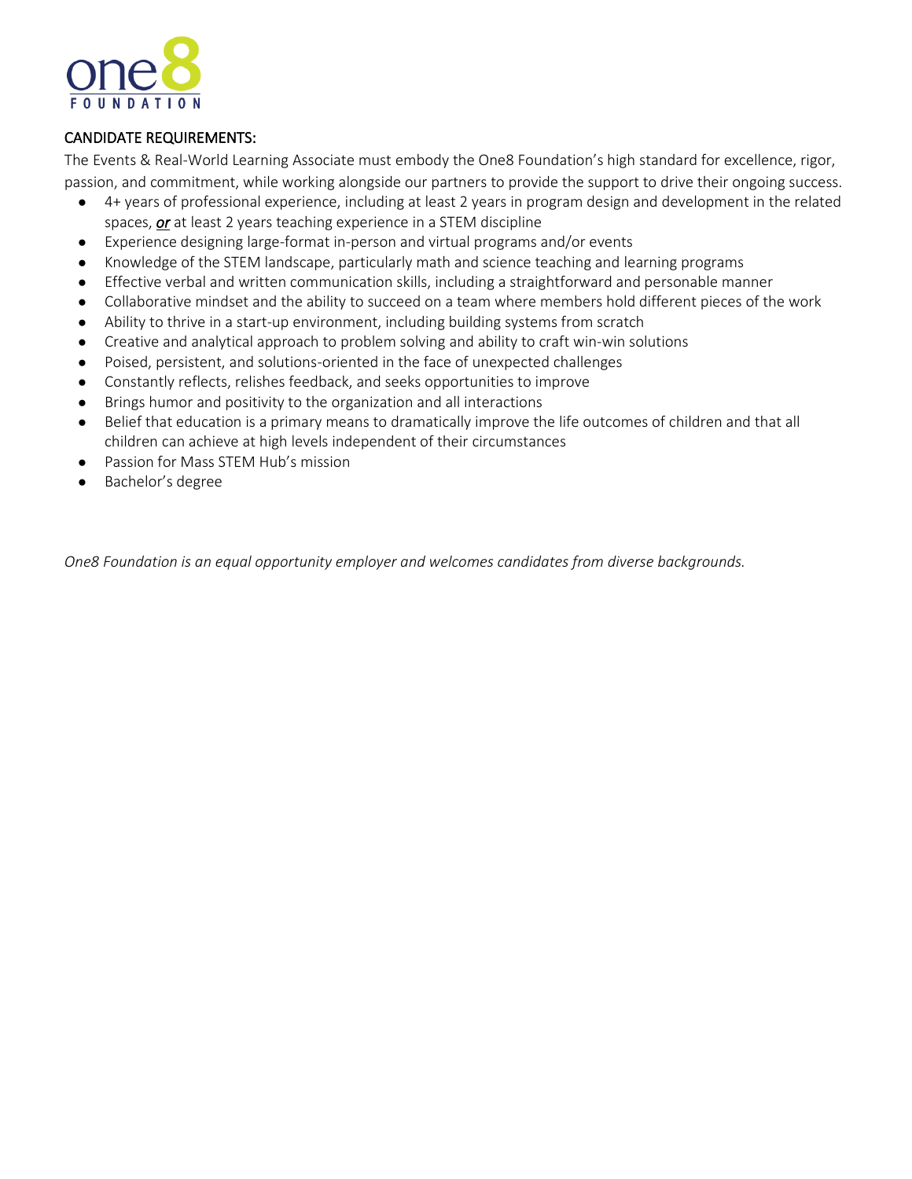CANDIDATE REQUIREMENTS:

The Events & Real-World Learning Associate must embody the One8 Foundation's high standard for excellence, rigor, passion, and commitment, while working alongside our partners to provide the support to drive their ongoing success.

- 4+ years of professional experience, including at least 2 years in program design and development in the related spaces, ***or*** at least 2 years teaching experience in a STEM discipline
- Experience designing large-format in-person and virtual programs and/or events
- Knowledge of the STEM landscape, particularly math and science teaching and learning programs
- Effective verbal and written communication skills, including a straightforward and personable manner
- Collaborative mindset and the ability to succeed on a team where members hold different pieces of the work
- Ability to thrive in a start-up environment, including building systems from scratch
- Creative and analytical approach to problem solving and ability to craft win-win solutions
- Poised, persistent, and solutions-oriented in the face of unexpected challenges
- Constantly reflects, relishes feedback, and seeks opportunities to improve
- Brings humor and positivity to the organization and all interactions
- Belief that education is a primary means to dramatically improve the life outcomes of children and that all children can achieve at high levels independent of their circumstances
- Passion for Mass STEM Hub's mission
- Bachelor's degree

*One8 Foundation is an equal opportunity employer and welcomes candidates from diverse backgrounds.*